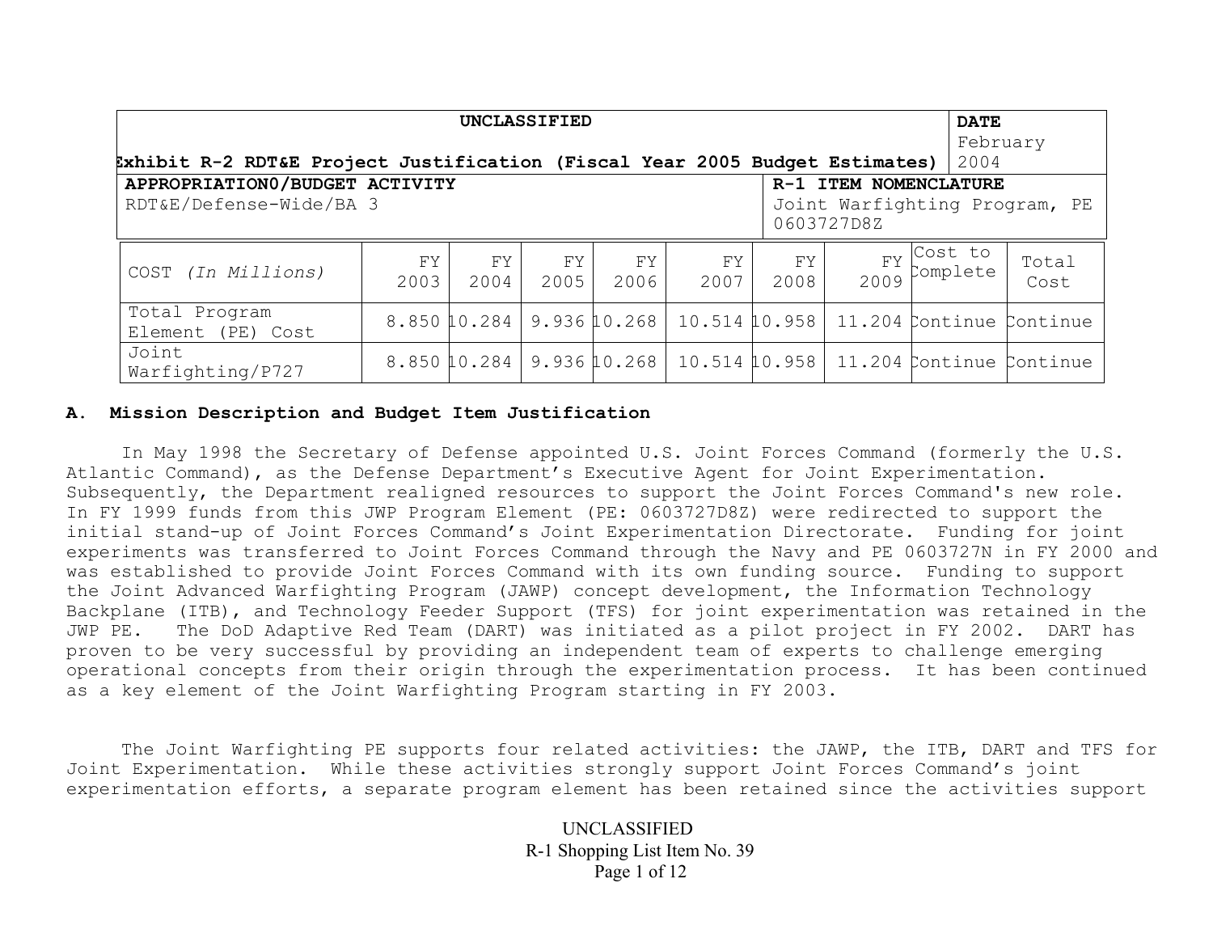| UNCLASSIFIED Exhibit R-2 RDT&E Project Justification (Fiscal Year 2005 Budget Estimates) | DATE February 2004 |
| --- | --- |
| **APPROPRIATION0/BUDGET ACTIVITY** RDT&E/Defense-Wide/BA 3 | **R-1 ITEM NOMENCLATURE** Joint Warfighting Program, PE 0603727D8Z |

| COST *(In Millions)* | FY 2003 | FY 2004 | FY 2005 | FY 2006 | FY 2007 | FY 2008 | FY 2009 | Cost to Complete | Total Cost |
| --- | --- | --- | --- | --- | --- | --- | --- | --- | --- |
| Total Program Element (PE) Cost | 8.850 | 10.284 | 9.936 | 10.268 | 10.514 | 10.958 | 11.204 | Continue | Continue |
| Joint Warfighting/P727 | 8.850 | 10.284 | 9.936 | 10.268 | 10.514 | 10.958 | 11.204 | Continue | Continue |

## A. Mission Description and Budget Item Justification

In May 1998 the Secretary of Defense appointed U.S. Joint Forces Command (formerly the U.S. Atlantic Command), as the Defense Department's Executive Agent for Joint Experimentation. Subsequently, the Department realigned resources to support the Joint Forces Command's new role. In FY 1999 funds from this JWP Program Element (PE: 0603727D8Z) were redirected to support the initial stand-up of Joint Forces Command's Joint Experimentation Directorate. Funding for joint experiments was transferred to Joint Forces Command through the Navy and PE 0603727N in FY 2000 and was established to provide Joint Forces Command with its own funding source. Funding to support the Joint Advanced Warfighting Program (JAWP) concept development, the Information Technology Backplane (ITB), and Technology Feeder Support (TFS) for joint experimentation was retained in the JWP PE. The DoD Adaptive Red Team (DART) was initiated as a pilot project in FY 2002. DART has proven to be very successful by providing an independent team of experts to challenge emerging operational concepts from their origin through the experimentation process. It has been continued as a key element of the Joint Warfighting Program starting in FY 2003.

The Joint Warfighting PE supports four related activities: the JAWP, the ITB, DART and TFS for Joint Experimentation. While these activities strongly support Joint Forces Command's joint experimentation efforts, a separate program element has been retained since the activities support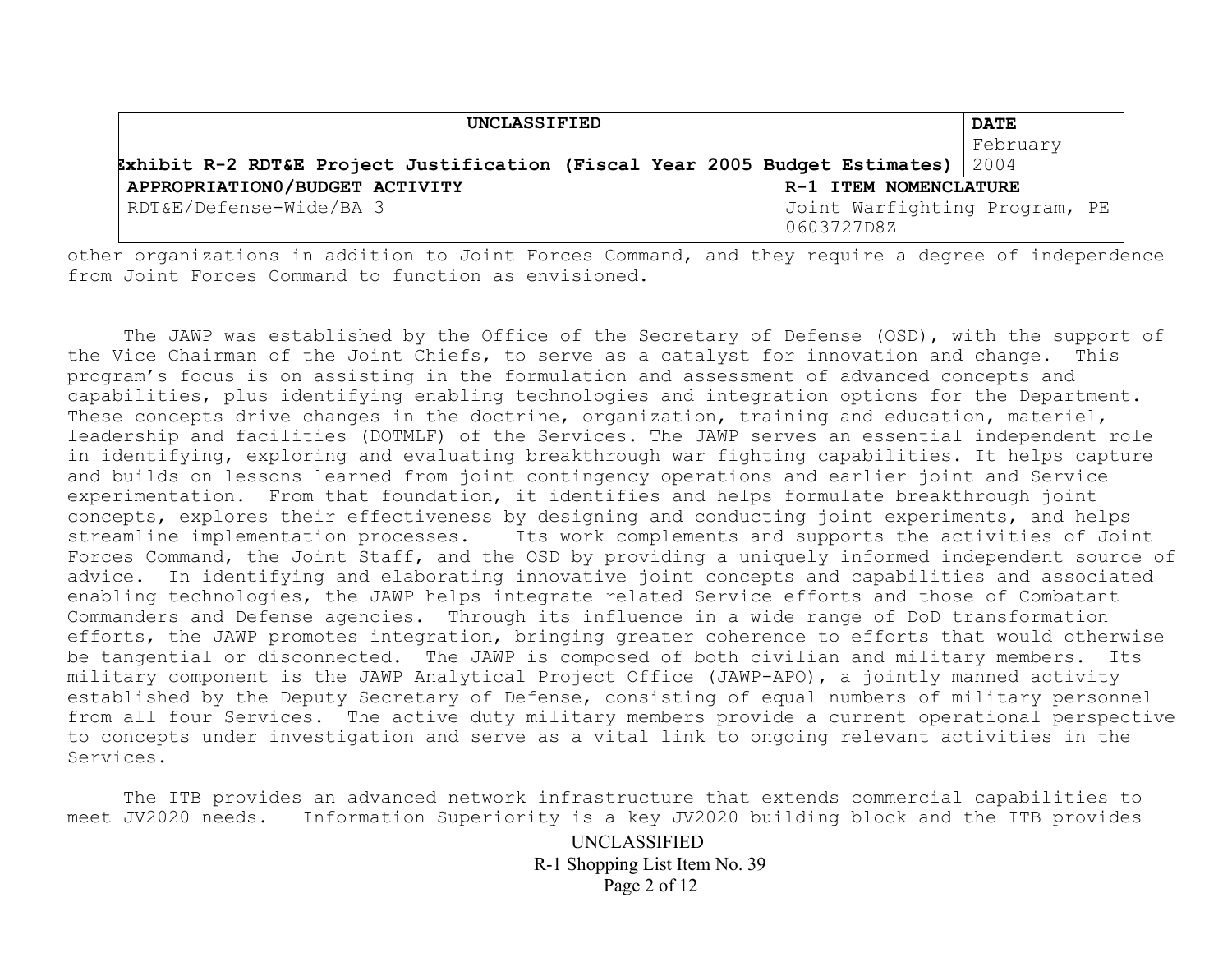other organizations in addition to Joint Forces Command, and they require a degree of independence from Joint Forces Command to function as envisioned.

The JAWP was established by the Office of the Secretary of Defense (OSD), with the support of the Vice Chairman of the Joint Chiefs, to serve as a catalyst for innovation and change. This program's focus is on assisting in the formulation and assessment of advanced concepts and capabilities, plus identifying enabling technologies and integration options for the Department. These concepts drive changes in the doctrine, organization, training and education, materiel, leadership and facilities (DOTMLF) of the Services. The JAWP serves an essential independent role in identifying, exploring and evaluating breakthrough war fighting capabilities. It helps capture and builds on lessons learned from joint contingency operations and earlier joint and Service experimentation. From that foundation, it identifies and helps formulate breakthrough joint concepts, explores their effectiveness by designing and conducting joint experiments, and helps streamline implementation processes. Its work complements and supports the activities of Joint Forces Command, the Joint Staff, and the OSD by providing a uniquely informed independent source of advice. In identifying and elaborating innovative joint concepts and capabilities and associated enabling technologies, the JAWP helps integrate related Service efforts and those of Combatant Commanders and Defense agencies. Through its influence in a wide range of DoD transformation efforts, the JAWP promotes integration, bringing greater coherence to efforts that would otherwise be tangential or disconnected. The JAWP is composed of both civilian and military members. Its military component is the JAWP Analytical Project Office (JAWP-APO), a jointly manned activity established by the Deputy Secretary of Defense, consisting of equal numbers of military personnel from all four Services. The active duty military members provide a current operational perspective to concepts under investigation and serve as a vital link to ongoing relevant activities in the Services.

The ITB provides an advanced network infrastructure that extends commercial capabilities to meet JV2020 needs. Information Superiority is a key JV2020 building block and the ITB provides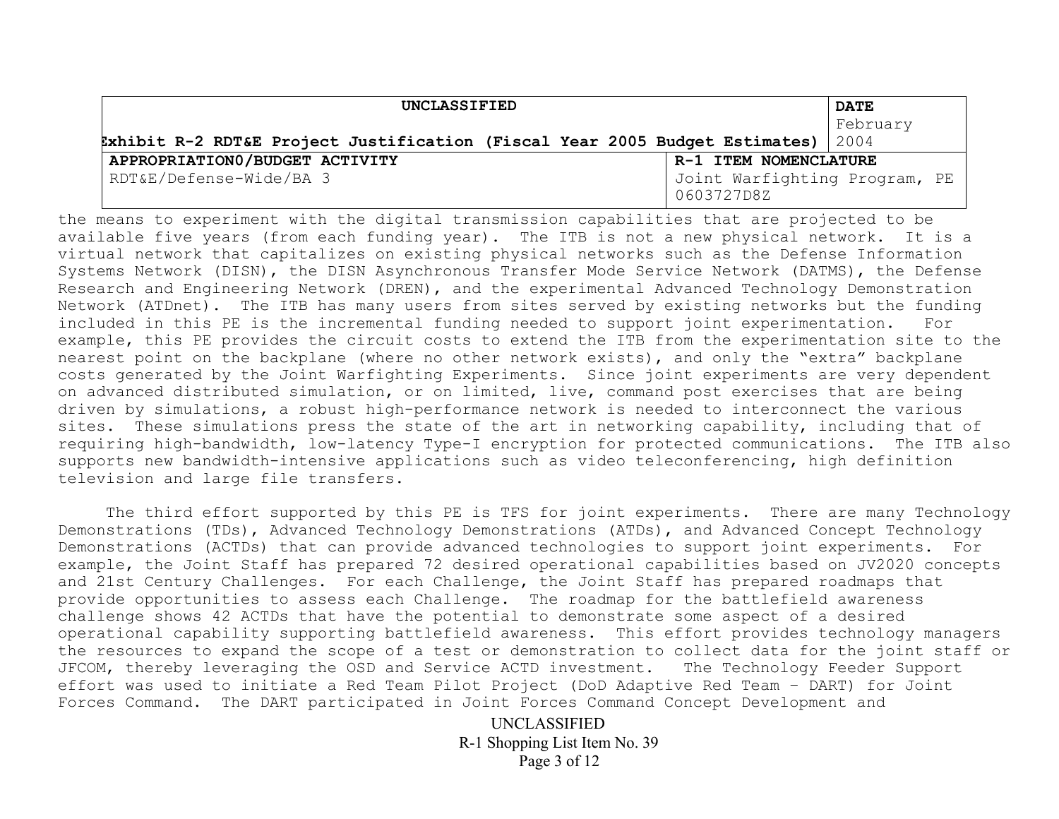| UNCLASSIFIED<br>Exhibit R-2 RDT&E Project Justification (Fiscal Year 2005 Budget Estimates) | DATE<br>February 2004 |
| --- | --- |
| APPROPRIATION0/BUDGET ACTIVITY<br>RDT&E/Defense-Wide/BA 3 | R-1 ITEM NOMENCLATURE<br>Joint Warfighting Program, PE 0603727D8Z |

the means to experiment with the digital transmission capabilities that are projected to be available five years (from each funding year). The ITB is not a new physical network. It is a virtual network that capitalizes on existing physical networks such as the Defense Information Systems Network (DISN), the DISN Asynchronous Transfer Mode Service Network (DATMS), the Defense Research and Engineering Network (DREN), and the experimental Advanced Technology Demonstration Network (ATDnet). The ITB has many users from sites served by existing networks but the funding included in this PE is the incremental funding needed to support joint experimentation. For example, this PE provides the circuit costs to extend the ITB from the experimentation site to the nearest point on the backplane (where no other network exists), and only the "extra" backplane costs generated by the Joint Warfighting Experiments. Since joint experiments are very dependent on advanced distributed simulation, or on limited, live, command post exercises that are being driven by simulations, a robust high-performance network is needed to interconnect the various sites. These simulations press the state of the art in networking capability, including that of requiring high-bandwidth, low-latency Type-I encryption for protected communications. The ITB also supports new bandwidth-intensive applications such as video teleconferencing, high definition television and large file transfers.

The third effort supported by this PE is TFS for joint experiments. There are many Technology Demonstrations (TDs), Advanced Technology Demonstrations (ATDs), and Advanced Concept Technology Demonstrations (ACTDs) that can provide advanced technologies to support joint experiments. For example, the Joint Staff has prepared 72 desired operational capabilities based on JV2020 concepts and 21st Century Challenges. For each Challenge, the Joint Staff has prepared roadmaps that provide opportunities to assess each Challenge. The roadmap for the battlefield awareness challenge shows 42 ACTDs that have the potential to demonstrate some aspect of a desired operational capability supporting battlefield awareness. This effort provides technology managers the resources to expand the scope of a test or demonstration to collect data for the joint staff or JFCOM, thereby leveraging the OSD and Service ACTD investment. The Technology Feeder Support effort was used to initiate a Red Team Pilot Project (DoD Adaptive Red Team – DART) for Joint Forces Command. The DART participated in Joint Forces Command Concept Development and

UNCLASSIFIED

R-1 Shopping List Item No. 39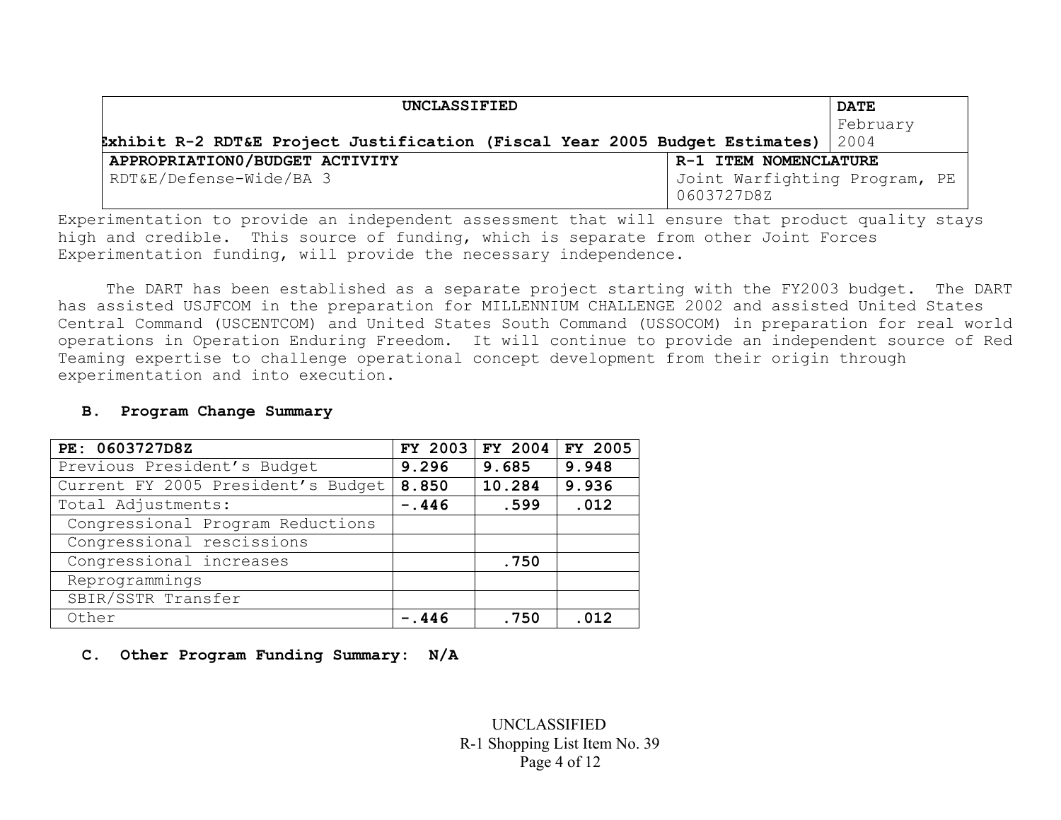| UNCLASSIFIED<br>Exhibit R-2 RDT&E Project Justification (Fiscal Year 2005 Budget Estimates) | DATE<br>February 2004 |
|---|---|
| **APPROPRIATION0/BUDGET ACTIVITY**<br>RDT&E/Defense-Wide/BA 3 | **R-1 ITEM NOMENCLATURE**<br>Joint Warfighting Program, PE 0603727D8Z |

Experimentation to provide an independent assessment that will ensure that product quality stays high and credible. This source of funding, which is separate from other Joint Forces Experimentation funding, will provide the necessary independence.

The DART has been established as a separate project starting with the FY2003 budget. The DART has assisted USJFCOM in the preparation for MILLENNIUM CHALLENGE 2002 and assisted United States Central Command (USCENTCOM) and United States South Command (USSOCOM) in preparation for real world operations in Operation Enduring Freedom. It will continue to provide an independent source of Red Teaming expertise to challenge operational concept development from their origin through experimentation and into execution.

**B. Program Change Summary**

| PE: 0603727D8Z | FY 2003 | FY 2004 | FY 2005 |
|---|---|---|---|
| Previous President's Budget | 9.296 | 9.685 | 9.948 |
| Current FY 2005 President's Budget | 8.850 | 10.284 | 9.936 |
| Total Adjustments: | -.446 | .599 | .012 |
| Congressional Program Reductions | | | |
| Congressional rescissions | | | |
| Congressional increases | | .750 | |
| Reprogrammings | | | |
| SBIR/SSTR Transfer | | | |
| Other | -.446 | .750 | .012 |

**C. Other Program Funding Summary: N/A**

UNCLASSIFIED
R-1 Shopping List Item No. 39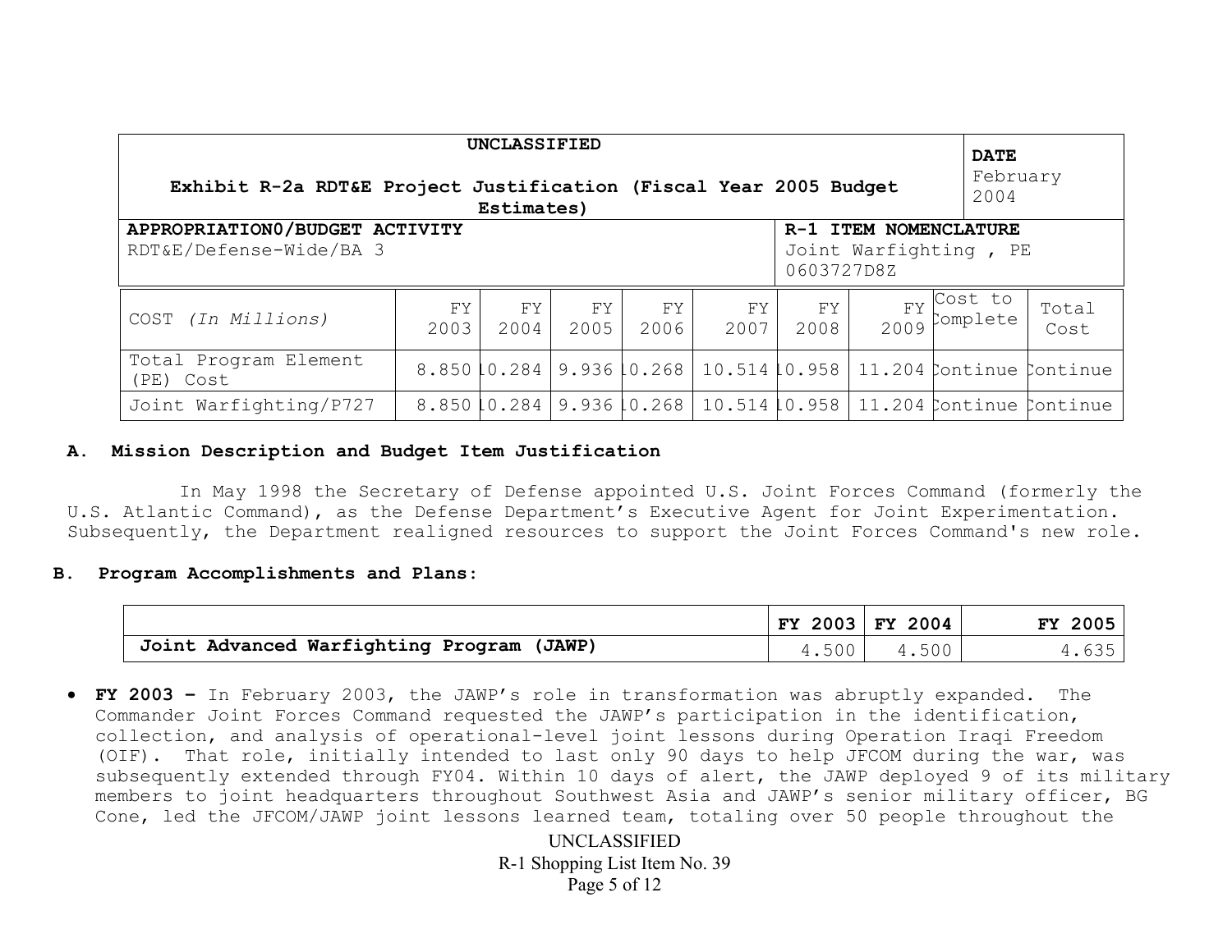| UNCLASSIFIED<br>Exhibit R-2a RDT&E Project Justification (Fiscal Year 2005 Budget Estimates) | DATE<br>February 2004 |
|---|---|
| **APPROPRIATION0/BUDGET ACTIVITY**<br>RDT&E/Defense-Wide/BA 3 | **R-1 ITEM NOMENCLATURE**<br>Joint Warfighting , PE 0603727D8Z |

| COST *(In Millions)* | FY 2003 | FY 2004 | FY 2005 | FY 2006 | FY 2007 | FY 2008 | FY 2009 | Cost to Complete | Total Cost |
|---|---|---|---|---|---|---|---|---|---|
| Total Program Element (PE) Cost | 8.850 | 10.284 | 9.936 | 10.268 | 10.514 | 10.958 | 11.204 | Continue | Continue |
| Joint Warfighting/P727 | 8.850 | 10.284 | 9.936 | 10.268 | 10.514 | 10.958 | 11.204 | Continue | Continue |

## A. Mission Description and Budget Item Justification

In May 1998 the Secretary of Defense appointed U.S. Joint Forces Command (formerly the U.S. Atlantic Command), as the Defense Department's Executive Agent for Joint Experimentation. Subsequently, the Department realigned resources to support the Joint Forces Command's new role.

## B. Program Accomplishments and Plans:

| | FY 2003 | FY 2004 | FY 2005 |
|---|---|---|---|
| **Joint Advanced Warfighting Program (JAWP)** | 4.500 | 4.500 | 4.635 |

- **FY 2003 –** In February 2003, the JAWP's role in transformation was abruptly expanded. The Commander Joint Forces Command requested the JAWP's participation in the identification, collection, and analysis of operational-level joint lessons during Operation Iraqi Freedom (OIF). That role, initially intended to last only 90 days to help JFCOM during the war, was subsequently extended through FY04. Within 10 days of alert, the JAWP deployed 9 of its military members to joint headquarters throughout Southwest Asia and JAWP's senior military officer, BG Cone, led the JFCOM/JAWP joint lessons learned team, totaling over 50 people throughout the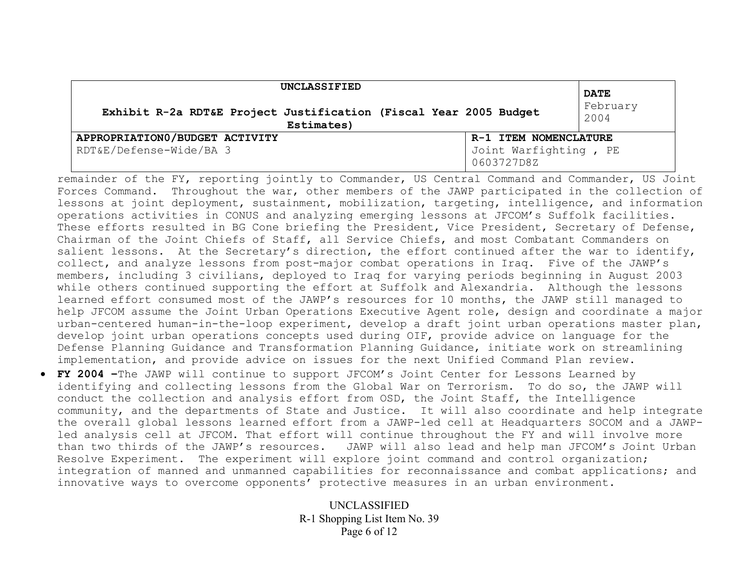| UNCLASSIFIED<br><br>Exhibit R-2a RDT&E Project Justification (Fiscal Year 2005 Budget Estimates) | | DATE<br>February 2004 |
|---|---|---|
| **APPROPRIATION0/BUDGET ACTIVITY**<br>RDT&E/Defense-Wide/BA 3 | **R-1 ITEM NOMENCLATURE**<br>Joint Warfighting , PE 0603727D8Z | |

remainder of the FY, reporting jointly to Commander, US Central Command and Commander, US Joint Forces Command. Throughout the war, other members of the JAWP participated in the collection of lessons at joint deployment, sustainment, mobilization, targeting, intelligence, and information operations activities in CONUS and analyzing emerging lessons at JFCOM's Suffolk facilities. These efforts resulted in BG Cone briefing the President, Vice President, Secretary of Defense, Chairman of the Joint Chiefs of Staff, all Service Chiefs, and most Combatant Commanders on salient lessons. At the Secretary's direction, the effort continued after the war to identify, collect, and analyze lessons from post-major combat operations in Iraq. Five of the JAWP's members, including 3 civilians, deployed to Iraq for varying periods beginning in August 2003 while others continued supporting the effort at Suffolk and Alexandria. Although the lessons learned effort consumed most of the JAWP's resources for 10 months, the JAWP still managed to help JFCOM assume the Joint Urban Operations Executive Agent role, design and coordinate a major urban-centered human-in-the-loop experiment, develop a draft joint urban operations master plan, develop joint urban operations concepts used during OIF, provide advice on language for the Defense Planning Guidance and Transformation Planning Guidance, initiate work on streamlining implementation, and provide advice on issues for the next Unified Command Plan review.

- **FY 2004 –**The JAWP will continue to support JFCOM's Joint Center for Lessons Learned by identifying and collecting lessons from the Global War on Terrorism. To do so, the JAWP will conduct the collection and analysis effort from OSD, the Joint Staff, the Intelligence community, and the departments of State and Justice. It will also coordinate and help integrate the overall global lessons learned effort from a JAWP-led cell at Headquarters SOCOM and a JAWP-led analysis cell at JFCOM. That effort will continue throughout the FY and will involve more than two thirds of the JAWP's resources. JAWP will also lead and help man JFCOM's Joint Urban Resolve Experiment. The experiment will explore joint command and control organization; integration of manned and unmanned capabilities for reconnaissance and combat applications; and innovative ways to overcome opponents' protective measures in an urban environment.

UNCLASSIFIED
R-1 Shopping List Item No. 39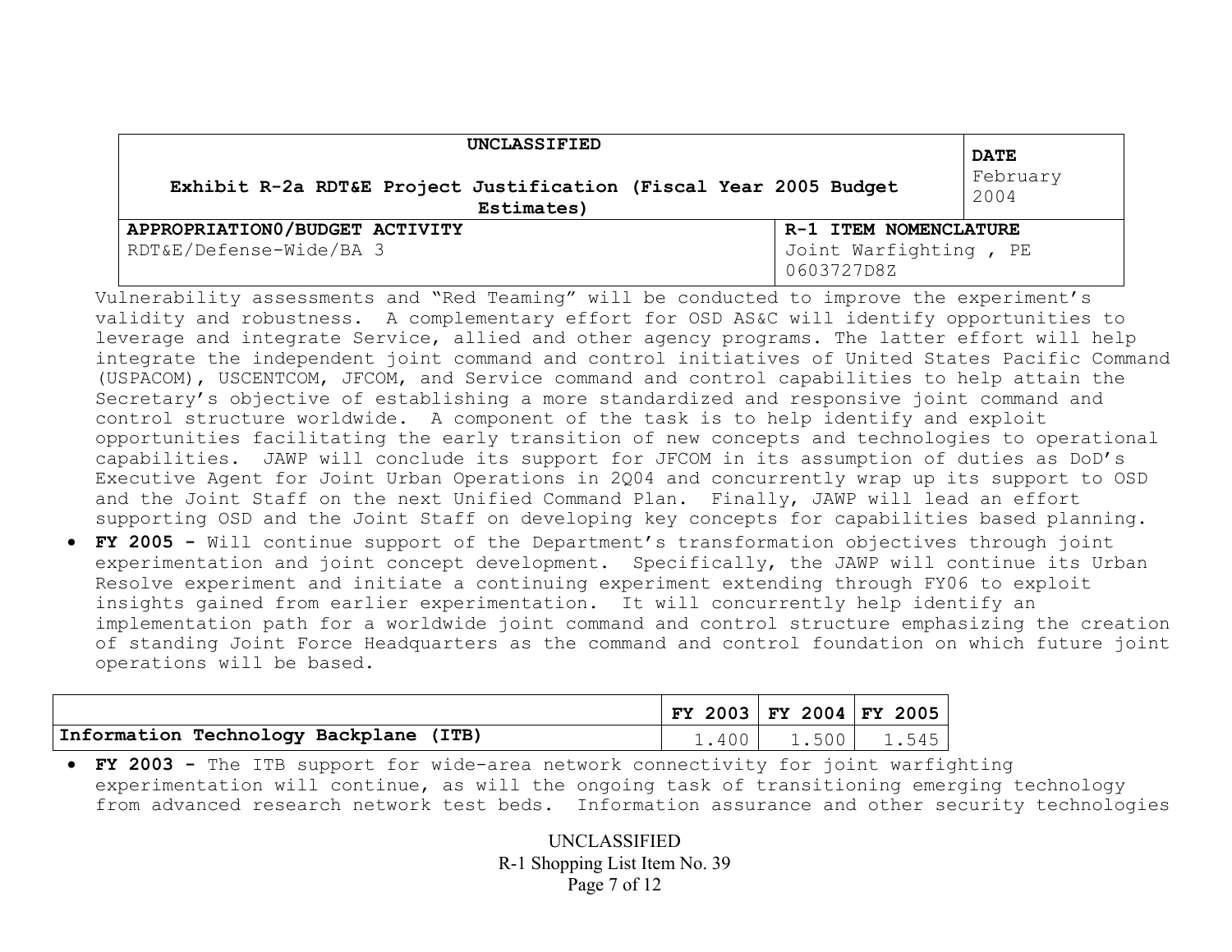| UNCLASSIFIED<br>Exhibit R-2a RDT&E Project Justification (Fiscal Year 2005 Budget Estimates) | | DATE<br>February 2004 |
|---|---|---|
| **APPROPRIATION0/BUDGET ACTIVITY**<br>RDT&E/Defense-Wide/BA 3 | **R-1 ITEM NOMENCLATURE**<br>Joint Warfighting , PE 0603727D8Z | |

Vulnerability assessments and "Red Teaming" will be conducted to improve the experiment's validity and robustness. A complementary effort for OSD AS&C will identify opportunities to leverage and integrate Service, allied and other agency programs. The latter effort will help integrate the independent joint command and control initiatives of United States Pacific Command (USPACOM), USCENTCOM, JFCOM, and Service command and control capabilities to help attain the Secretary's objective of establishing a more standardized and responsive joint command and control structure worldwide. A component of the task is to help identify and exploit opportunities facilitating the early transition of new concepts and technologies to operational capabilities. JAWP will conclude its support for JFCOM in its assumption of duties as DoD's Executive Agent for Joint Urban Operations in 2Q04 and concurrently wrap up its support to OSD and the Joint Staff on the next Unified Command Plan. Finally, JAWP will lead an effort supporting OSD and the Joint Staff on developing key concepts for capabilities based planning.

- **FY 2005 -** Will continue support of the Department's transformation objectives through joint experimentation and joint concept development. Specifically, the JAWP will continue its Urban Resolve experiment and initiate a continuing experiment extending through FY06 to exploit insights gained from earlier experimentation. It will concurrently help identify an implementation path for a worldwide joint command and control structure emphasizing the creation of standing Joint Force Headquarters as the command and control foundation on which future joint operations will be based.

| | FY 2003 | FY 2004 | FY 2005 |
|---|---|---|---|
| **Information Technology Backplane (ITB)** | 1.400 | 1.500 | 1.545 |

- **FY 2003 -** The ITB support for wide-area network connectivity for joint warfighting experimentation will continue, as will the ongoing task of transitioning emerging technology from advanced research network test beds. Information assurance and other security technologies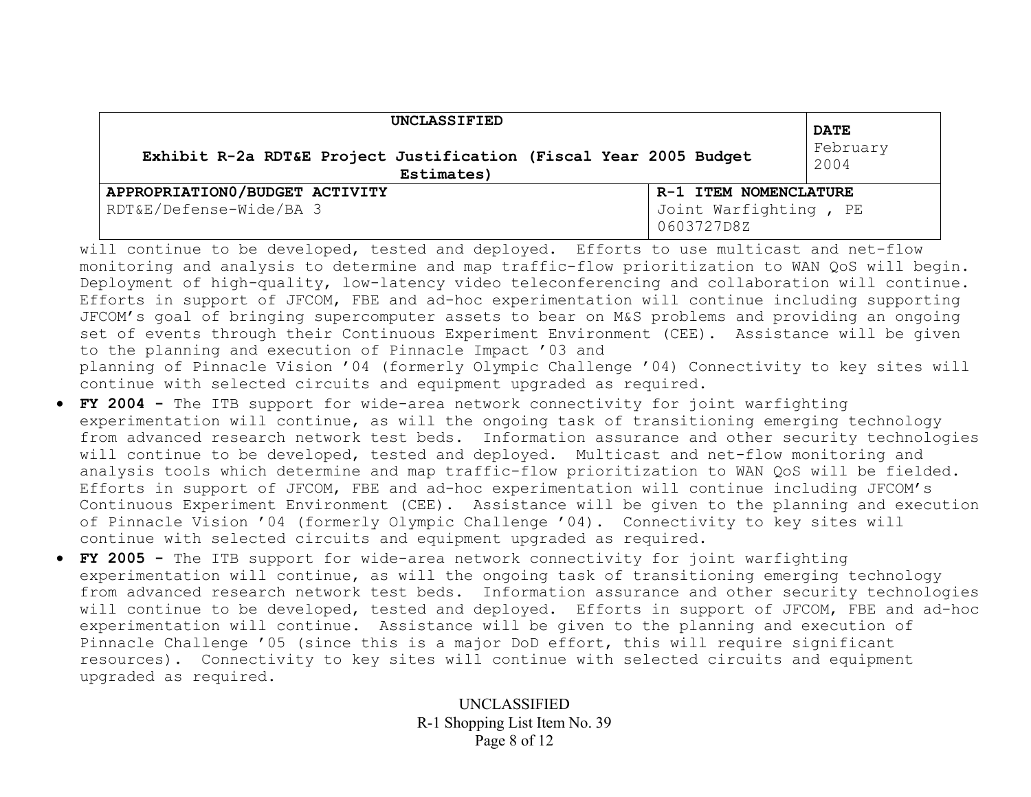| UNCLASSIFIED<br><br>Exhibit R-2a RDT&E Project Justification (Fiscal Year 2005 Budget Estimates) | | DATE<br>February 2004 |
|---|---|---|
| APPROPRIATION0/BUDGET ACTIVITY<br>RDT&E/Defense-Wide/BA 3 | R-1 ITEM NOMENCLATURE<br>Joint Warfighting , PE 0603727D8Z | |

will continue to be developed, tested and deployed. Efforts to use multicast and net-flow monitoring and analysis to determine and map traffic-flow prioritization to WAN QoS will begin. Deployment of high-quality, low-latency video teleconferencing and collaboration will continue. Efforts in support of JFCOM, FBE and ad-hoc experimentation will continue including supporting JFCOM's goal of bringing supercomputer assets to bear on M&S problems and providing an ongoing set of events through their Continuous Experiment Environment (CEE). Assistance will be given to the planning and execution of Pinnacle Impact '03 and planning of Pinnacle Vision '04 (formerly Olympic Challenge '04) Connectivity to key sites will continue with selected circuits and equipment upgraded as required.

- **FY 2004 -** The ITB support for wide-area network connectivity for joint warfighting experimentation will continue, as will the ongoing task of transitioning emerging technology from advanced research network test beds. Information assurance and other security technologies will continue to be developed, tested and deployed. Multicast and net-flow monitoring and analysis tools which determine and map traffic-flow prioritization to WAN QoS will be fielded. Efforts in support of JFCOM, FBE and ad-hoc experimentation will continue including JFCOM's Continuous Experiment Environment (CEE). Assistance will be given to the planning and execution of Pinnacle Vision '04 (formerly Olympic Challenge '04). Connectivity to key sites will continue with selected circuits and equipment upgraded as required.
- **FY 2005 -** The ITB support for wide-area network connectivity for joint warfighting experimentation will continue, as will the ongoing task of transitioning emerging technology from advanced research network test beds. Information assurance and other security technologies will continue to be developed, tested and deployed. Efforts in support of JFCOM, FBE and ad-hoc experimentation will continue. Assistance will be given to the planning and execution of Pinnacle Challenge '05 (since this is a major DoD effort, this will require significant resources). Connectivity to key sites will continue with selected circuits and equipment upgraded as required.

UNCLASSIFIED
R-1 Shopping List Item No. 39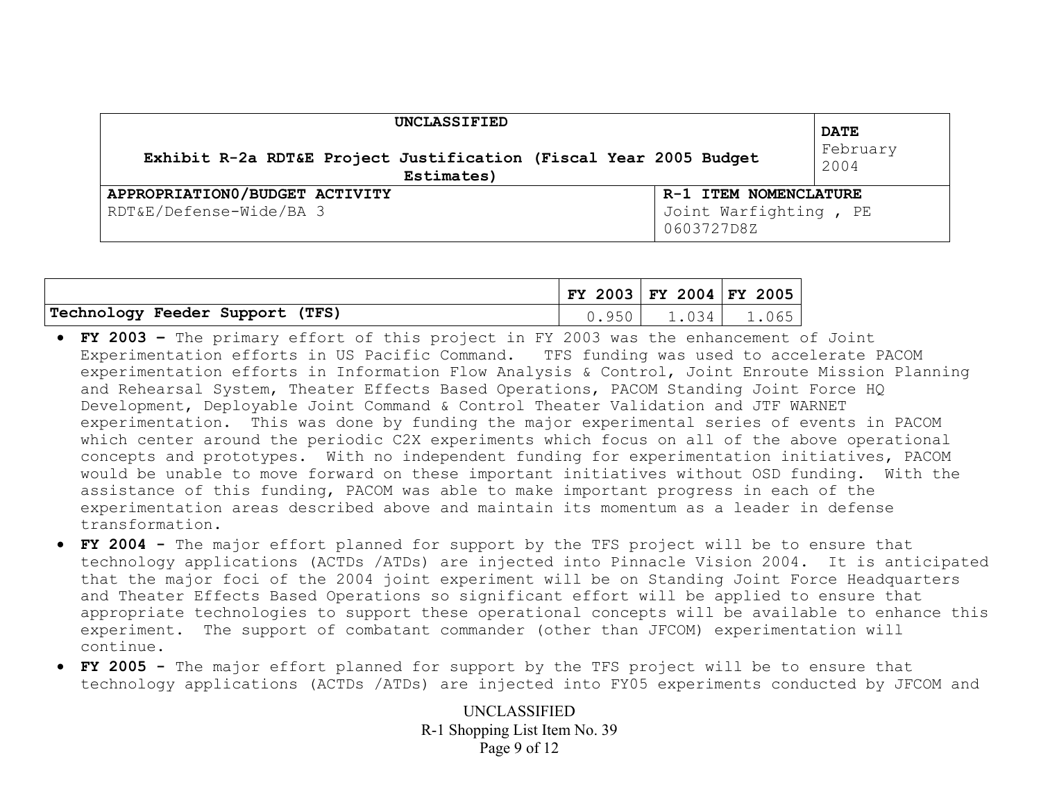| UNCLASSIFIED<br>Exhibit R-2a RDT&E Project Justification (Fiscal Year 2005 Budget Estimates) | | DATE<br>February 2004 |
|---|---|---|
| APPROPRIATION0/BUDGET ACTIVITY<br>RDT&E/Defense-Wide/BA 3 | R-1 ITEM NOMENCLATURE<br>Joint Warfighting , PE 0603727D8Z | |

| | FY 2003 | FY 2004 | FY 2005 |
|---|---|---|---|
| **Technology Feeder Support (TFS)** | 0.950 | 1.034 | 1.065 |

- **FY 2003 –** The primary effort of this project in FY 2003 was the enhancement of Joint Experimentation efforts in US Pacific Command. TFS funding was used to accelerate PACOM experimentation efforts in Information Flow Analysis & Control, Joint Enroute Mission Planning and Rehearsal System, Theater Effects Based Operations, PACOM Standing Joint Force HQ Development, Deployable Joint Command & Control Theater Validation and JTF WARNET experimentation. This was done by funding the major experimental series of events in PACOM which center around the periodic C2X experiments which focus on all of the above operational concepts and prototypes. With no independent funding for experimentation initiatives, PACOM would be unable to move forward on these important initiatives without OSD funding. With the assistance of this funding, PACOM was able to make important progress in each of the experimentation areas described above and maintain its momentum as a leader in defense transformation.
- **FY 2004 -** The major effort planned for support by the TFS project will be to ensure that technology applications (ACTDs /ATDs) are injected into Pinnacle Vision 2004. It is anticipated that the major foci of the 2004 joint experiment will be on Standing Joint Force Headquarters and Theater Effects Based Operations so significant effort will be applied to ensure that appropriate technologies to support these operational concepts will be available to enhance this experiment. The support of combatant commander (other than JFCOM) experimentation will continue.
- **FY 2005 -** The major effort planned for support by the TFS project will be to ensure that technology applications (ACTDs /ATDs) are injected into FY05 experiments conducted by JFCOM and

UNCLASSIFIED
R-1 Shopping List Item No. 39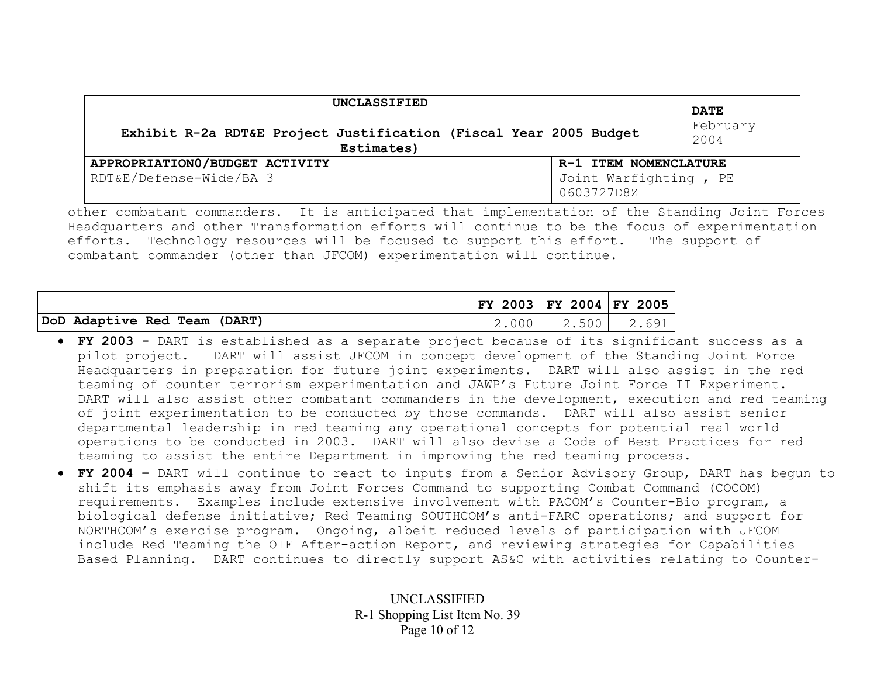other combatant commanders. It is anticipated that implementation of the Standing Joint Forces Headquarters and other Transformation efforts will continue to be the focus of experimentation efforts. Technology resources will be focused to support this effort. The support of combatant commander (other than JFCOM) experimentation will continue.

| | FY 2003 | FY 2004 | FY 2005 |
|---|---|---|---|
| **DoD Adaptive Red Team (DART)** | 2.000 | 2.500 | 2.691 |

- **FY 2003 -** DART is established as a separate project because of its significant success as a pilot project. DART will assist JFCOM in concept development of the Standing Joint Force Headquarters in preparation for future joint experiments. DART will also assist in the red teaming of counter terrorism experimentation and JAWP's Future Joint Force II Experiment. DART will also assist other combatant commanders in the development, execution and red teaming of joint experimentation to be conducted by those commands. DART will also assist senior departmental leadership in red teaming any operational concepts for potential real world operations to be conducted in 2003. DART will also devise a Code of Best Practices for red teaming to assist the entire Department in improving the red teaming process.
- **FY 2004 –** DART will continue to react to inputs from a Senior Advisory Group, DART has begun to shift its emphasis away from Joint Forces Command to supporting Combat Command (COCOM) requirements. Examples include extensive involvement with PACOM's Counter-Bio program, a biological defense initiative; Red Teaming SOUTHCOM's anti-FARC operations; and support for NORTHCOM's exercise program. Ongoing, albeit reduced levels of participation with JFCOM include Red Teaming the OIF After-action Report, and reviewing strategies for Capabilities Based Planning. DART continues to directly support AS&C with activities relating to Counter-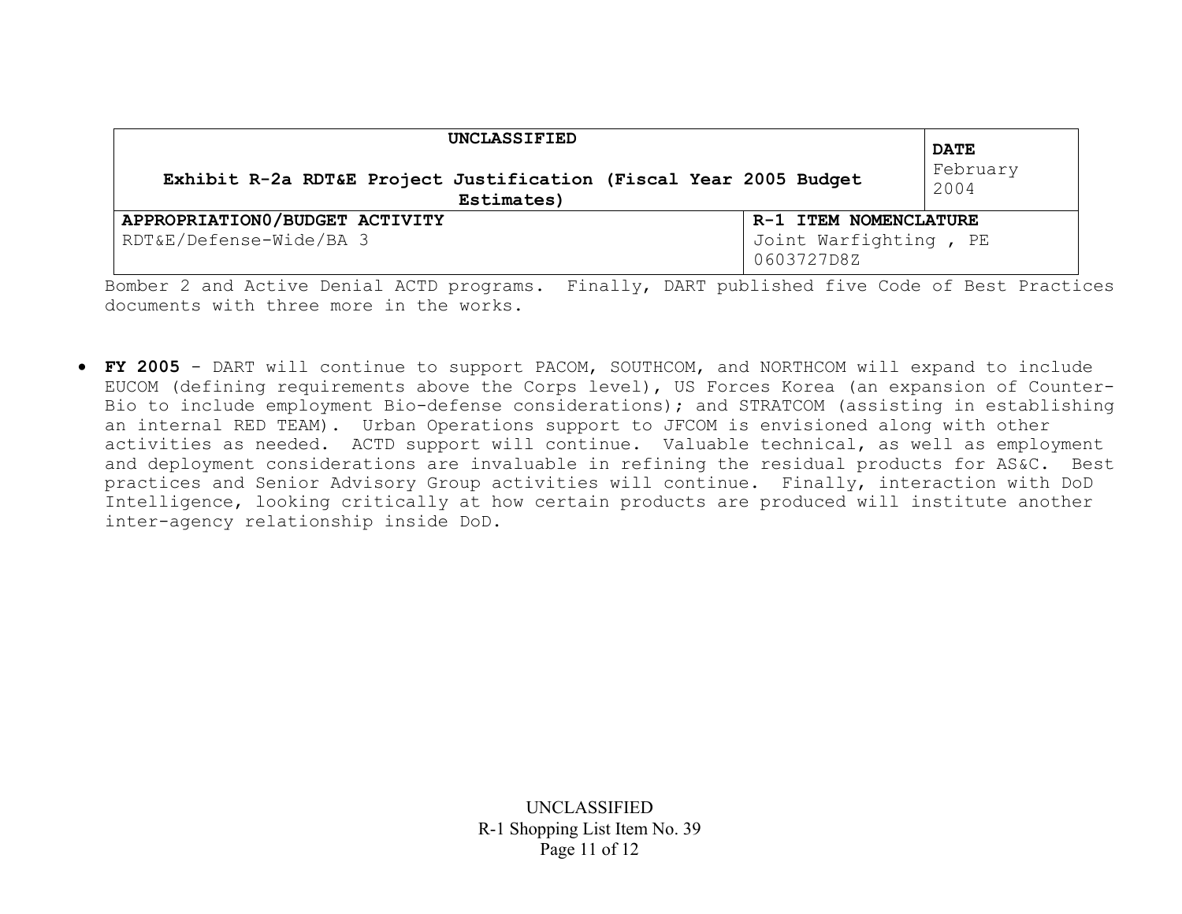| UNCLASSIFIED<br><br>Exhibit R-2a RDT&E Project Justification (Fiscal Year 2005 Budget Estimates) | | DATE<br>February 2004 |
|---|---|---|
| APPROPRIATION0/BUDGET ACTIVITY<br>RDT&E/Defense-Wide/BA 3 | R-1 ITEM NOMENCLATURE<br>Joint Warfighting , PE 0603727D8Z | |

Bomber 2 and Active Denial ACTD programs. Finally, DART published five Code of Best Practices documents with three more in the works.

- **FY 2005** - DART will continue to support PACOM, SOUTHCOM, and NORTHCOM will expand to include EUCOM (defining requirements above the Corps level), US Forces Korea (an expansion of Counter-Bio to include employment Bio-defense considerations); and STRATCOM (assisting in establishing an internal RED TEAM). Urban Operations support to JFCOM is envisioned along with other activities as needed. ACTD support will continue. Valuable technical, as well as employment and deployment considerations are invaluable in refining the residual products for AS&C. Best practices and Senior Advisory Group activities will continue. Finally, interaction with DoD Intelligence, looking critically at how certain products are produced will institute another inter-agency relationship inside DoD.

UNCLASSIFIED
R-1 Shopping List Item No. 39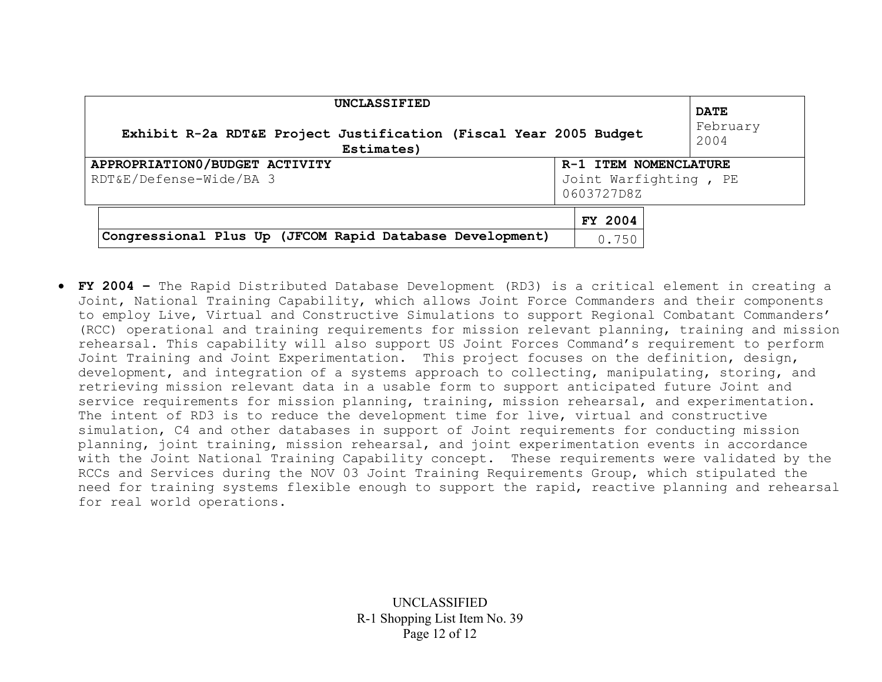| UNCLASSIFIED<br><br>Exhibit R-2a RDT&E Project Justification (Fiscal Year 2005 Budget Estimates) | | DATE<br>February 2004 |
|---|---|---|
| **APPROPRIATION0/BUDGET ACTIVITY**<br>RDT&E/Defense-Wide/BA 3 | **R-1 ITEM NOMENCLATURE**<br>Joint Warfighting , PE 0603727D8Z | |

| | FY 2004 |
|---|---|
| **Congressional Plus Up (JFCOM Rapid Database Development)** | 0.750 |

- **FY 2004 –** The Rapid Distributed Database Development (RD3) is a critical element in creating a Joint, National Training Capability, which allows Joint Force Commanders and their components to employ Live, Virtual and Constructive Simulations to support Regional Combatant Commanders' (RCC) operational and training requirements for mission relevant planning, training and mission rehearsal. This capability will also support US Joint Forces Command's requirement to perform Joint Training and Joint Experimentation. This project focuses on the definition, design, development, and integration of a systems approach to collecting, manipulating, storing, and retrieving mission relevant data in a usable form to support anticipated future Joint and service requirements for mission planning, training, mission rehearsal, and experimentation. The intent of RD3 is to reduce the development time for live, virtual and constructive simulation, C4 and other databases in support of Joint requirements for conducting mission planning, joint training, mission rehearsal, and joint experimentation events in accordance with the Joint National Training Capability concept. These requirements were validated by the RCCs and Services during the NOV 03 Joint Training Requirements Group, which stipulated the need for training systems flexible enough to support the rapid, reactive planning and rehearsal for real world operations.

UNCLASSIFIED
R-1 Shopping List Item No. 39